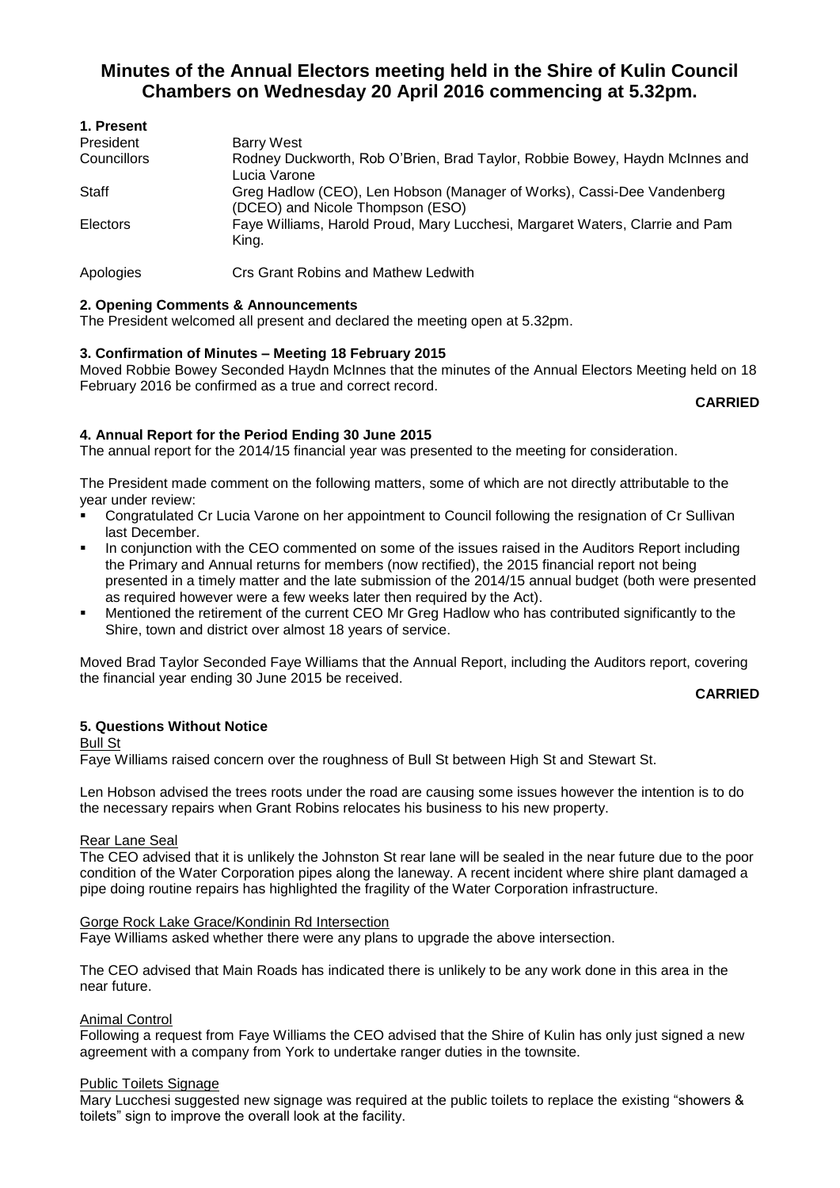# Minutes of the Annual Electors meeting held in the Shire of Kulin Council Chambers on Wednesday 20 April 2016 commencing at 5.32pm.

### 1. Present

| | |
|---|---|
| President | Barry West |
| Councillors | Rodney Duckworth, Rob O'Brien, Brad Taylor, Robbie Bowey, Haydn McInnes and Lucia Varone |
| Staff | Greg Hadlow (CEO), Len Hobson (Manager of Works), Cassi-Dee Vandenberg (DCEO) and Nicole Thompson (ESO) |
| Electors | Faye Williams, Harold Proud, Mary Lucchesi, Margaret Waters, Clarrie and Pam King. |
| Apologies | Crs Grant Robins and Mathew Ledwith |

### 2. Opening Comments & Announcements

The President welcomed all present and declared the meeting open at 5.32pm.

### 3. Confirmation of Minutes – Meeting 18 February 2015

Moved Robbie Bowey Seconded Haydn McInnes that the minutes of the Annual Electors Meeting held on 18 February 2016 be confirmed as a true and correct record.

**CARRIED**

### 4. Annual Report for the Period Ending 30 June 2015

The annual report for the 2014/15 financial year was presented to the meeting for consideration.

The President made comment on the following matters, some of which are not directly attributable to the year under review:

- Congratulated Cr Lucia Varone on her appointment to Council following the resignation of Cr Sullivan last December.
- In conjunction with the CEO commented on some of the issues raised in the Auditors Report including the Primary and Annual returns for members (now rectified), the 2015 financial report not being presented in a timely matter and the late submission of the 2014/15 annual budget (both were presented as required however were a few weeks later then required by the Act).
- Mentioned the retirement of the current CEO Mr Greg Hadlow who has contributed significantly to the Shire, town and district over almost 18 years of service.

Moved Brad Taylor Seconded Faye Williams that the Annual Report, including the Auditors report, covering the financial year ending 30 June 2015 be received.

**CARRIED**

### 5. Questions Without Notice

Bull St

Faye Williams raised concern over the roughness of Bull St between High St and Stewart St.

Len Hobson advised the trees roots under the road are causing some issues however the intention is to do the necessary repairs when Grant Robins relocates his business to his new property.

Rear Lane Seal

The CEO advised that it is unlikely the Johnston St rear lane will be sealed in the near future due to the poor condition of the Water Corporation pipes along the laneway. A recent incident where shire plant damaged a pipe doing routine repairs has highlighted the fragility of the Water Corporation infrastructure.

Gorge Rock Lake Grace/Kondinin Rd Intersection

Faye Williams asked whether there were any plans to upgrade the above intersection.

The CEO advised that Main Roads has indicated there is unlikely to be any work done in this area in the near future.

Animal Control

Following a request from Faye Williams the CEO advised that the Shire of Kulin has only just signed a new agreement with a company from York to undertake ranger duties in the townsite.

Public Toilets Signage

Mary Lucchesi suggested new signage was required at the public toilets to replace the existing "showers & toilets" sign to improve the overall look at the facility.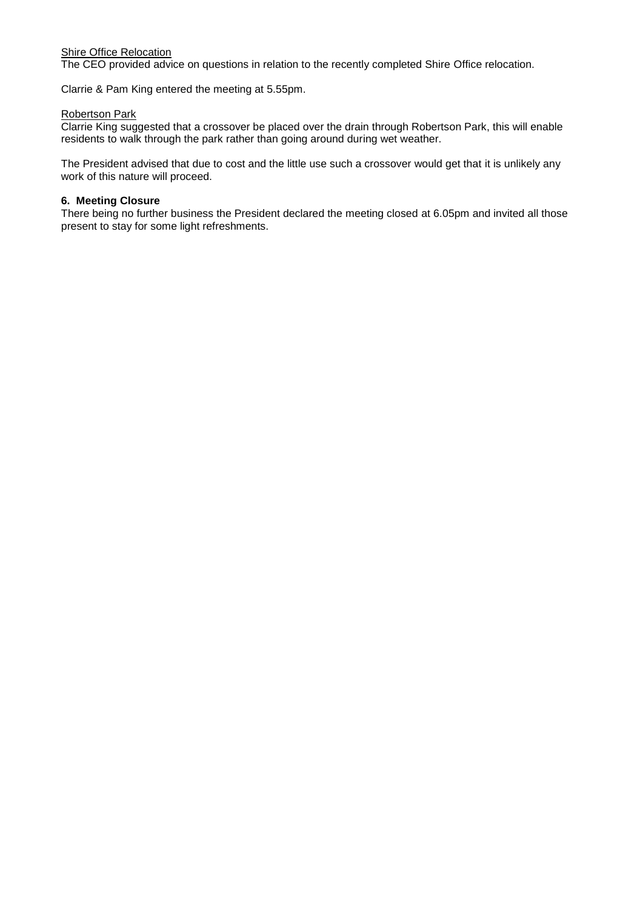Shire Office Relocation

The CEO provided advice on questions in relation to the recently completed Shire Office relocation.

Clarrie & Pam King entered the meeting at 5.55pm.

Robertson Park

Clarrie King suggested that a crossover be placed over the drain through Robertson Park, this will enable residents to walk through the park rather than going around during wet weather.

The President advised that due to cost and the little use such a crossover would get that it is unlikely any work of this nature will proceed.

**6. Meeting Closure**

There being no further business the President declared the meeting closed at 6.05pm and invited all those present to stay for some light refreshments.